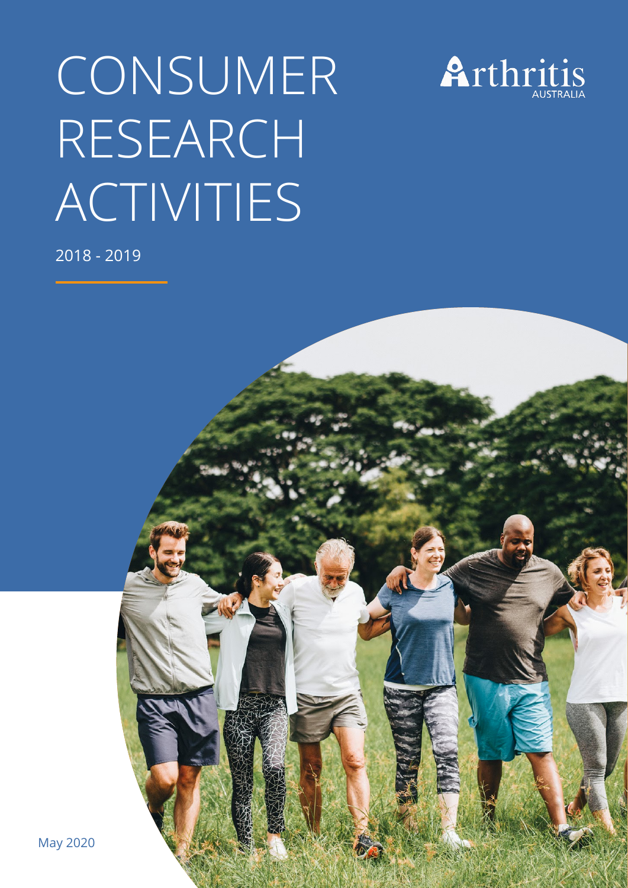# CONSUMER RESEARCH ACTIVITIES

2018 - 2019

Arthritis AUSTRALIA

May 2020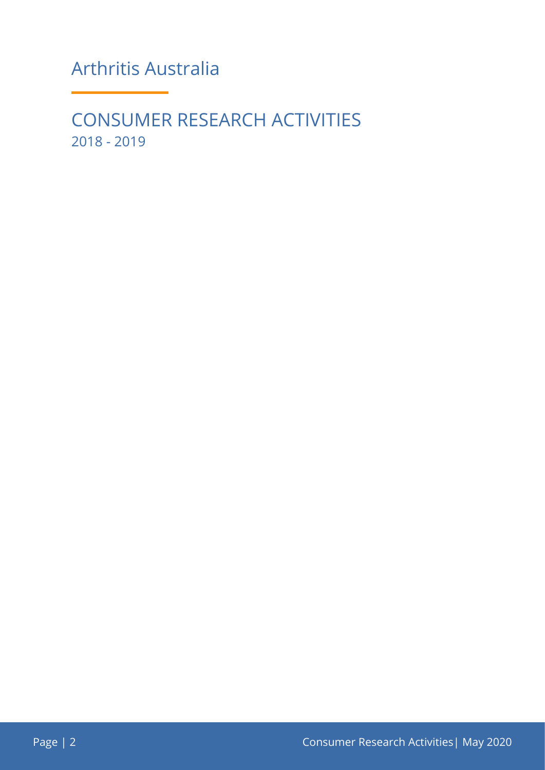# Arthritis Australia

## CONSUMER RESEARCH ACTIVITIES

2018 - 2019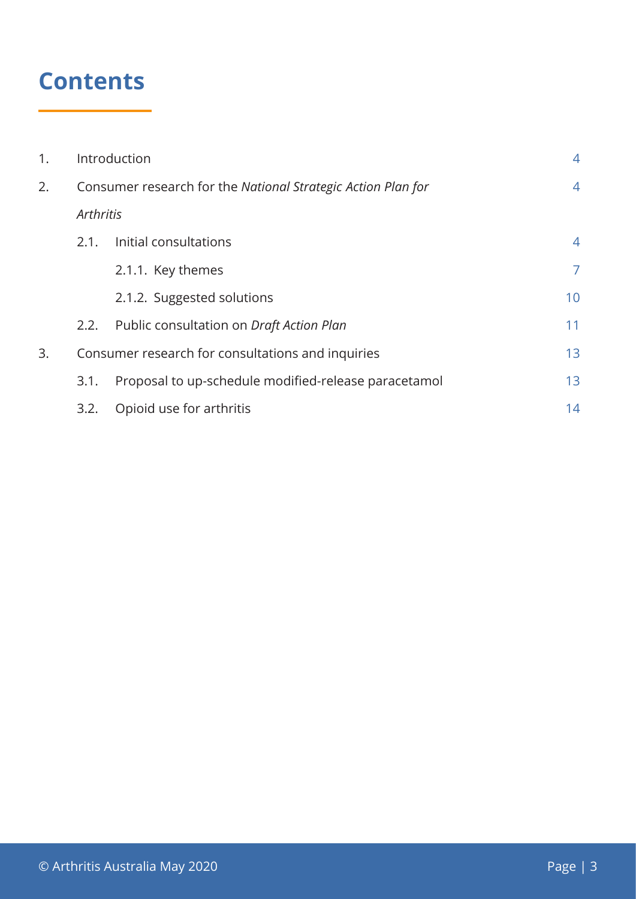# Contents

| | | | |
|---|---|---|---|
| 1. | Introduction | | 4 |
| 2. | Consumer research for the *National Strategic Action Plan for Arthritis* | | 4 |
| | 2.1. | Initial consultations | 4 |
| | | 2.1.1. Key themes | 7 |
| | | 2.1.2. Suggested solutions | 10 |
| | 2.2. | Public consultation on *Draft Action Plan* | 11 |
| 3. | Consumer research for consultations and inquiries | | 13 |
| | 3.1. | Proposal to up-schedule modified-release paracetamol | 13 |
| | 3.2. | Opioid use for arthritis | 14 |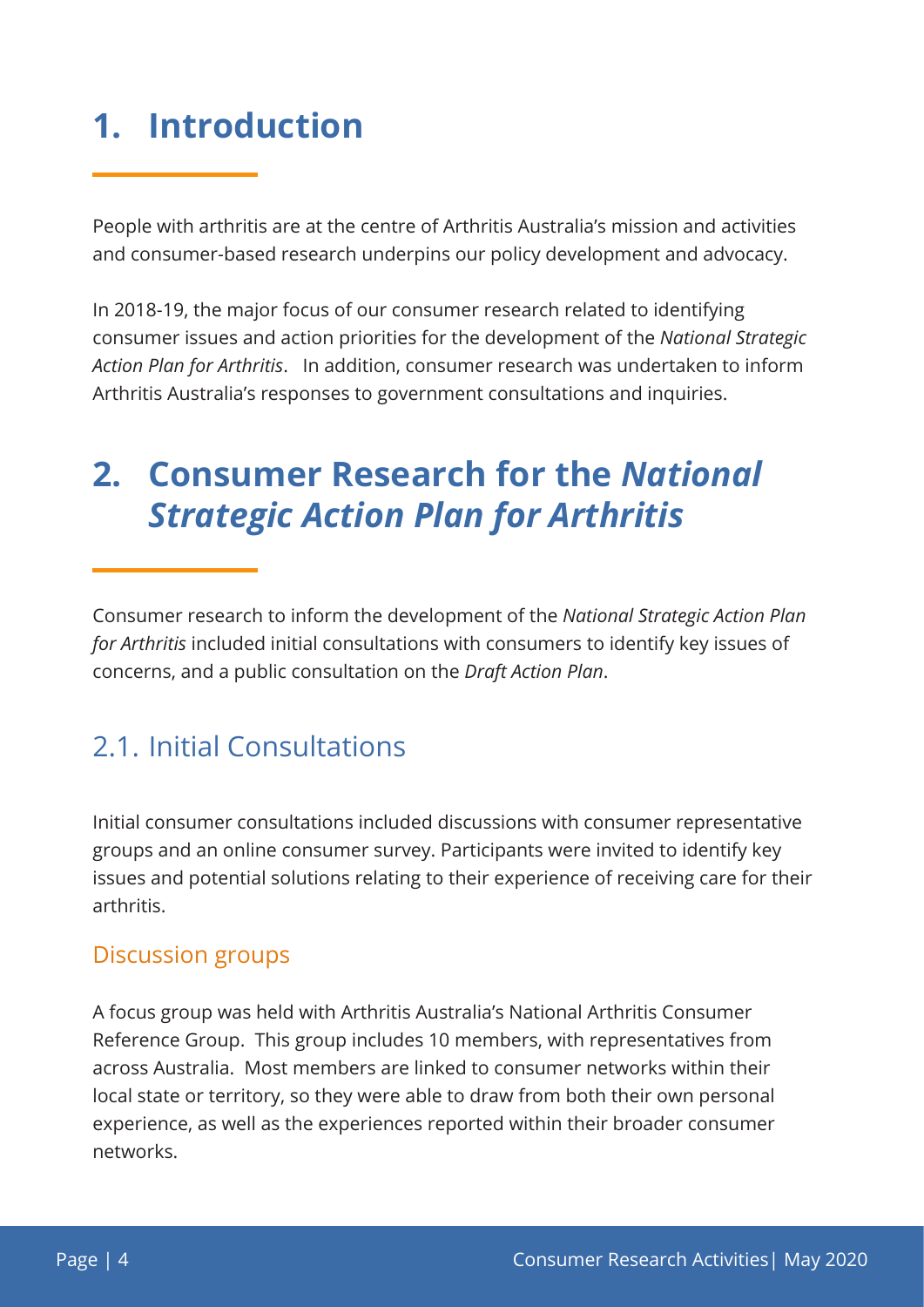# 1. Introduction

People with arthritis are at the centre of Arthritis Australia's mission and activities and consumer-based research underpins our policy development and advocacy.

In 2018-19, the major focus of our consumer research related to identifying consumer issues and action priorities for the development of the *National Strategic Action Plan for Arthritis*. In addition, consumer research was undertaken to inform Arthritis Australia's responses to government consultations and inquiries.

# 2. Consumer Research for the *National Strategic Action Plan for Arthritis*

Consumer research to inform the development of the *National Strategic Action Plan for Arthritis* included initial consultations with consumers to identify key issues of concerns, and a public consultation on the *Draft Action Plan*.

## 2.1. Initial Consultations

Initial consumer consultations included discussions with consumer representative groups and an online consumer survey. Participants were invited to identify key issues and potential solutions relating to their experience of receiving care for their arthritis.

### Discussion groups

A focus group was held with Arthritis Australia's National Arthritis Consumer Reference Group. This group includes 10 members, with representatives from across Australia. Most members are linked to consumer networks within their local state or territory, so they were able to draw from both their own personal experience, as well as the experiences reported within their broader consumer networks.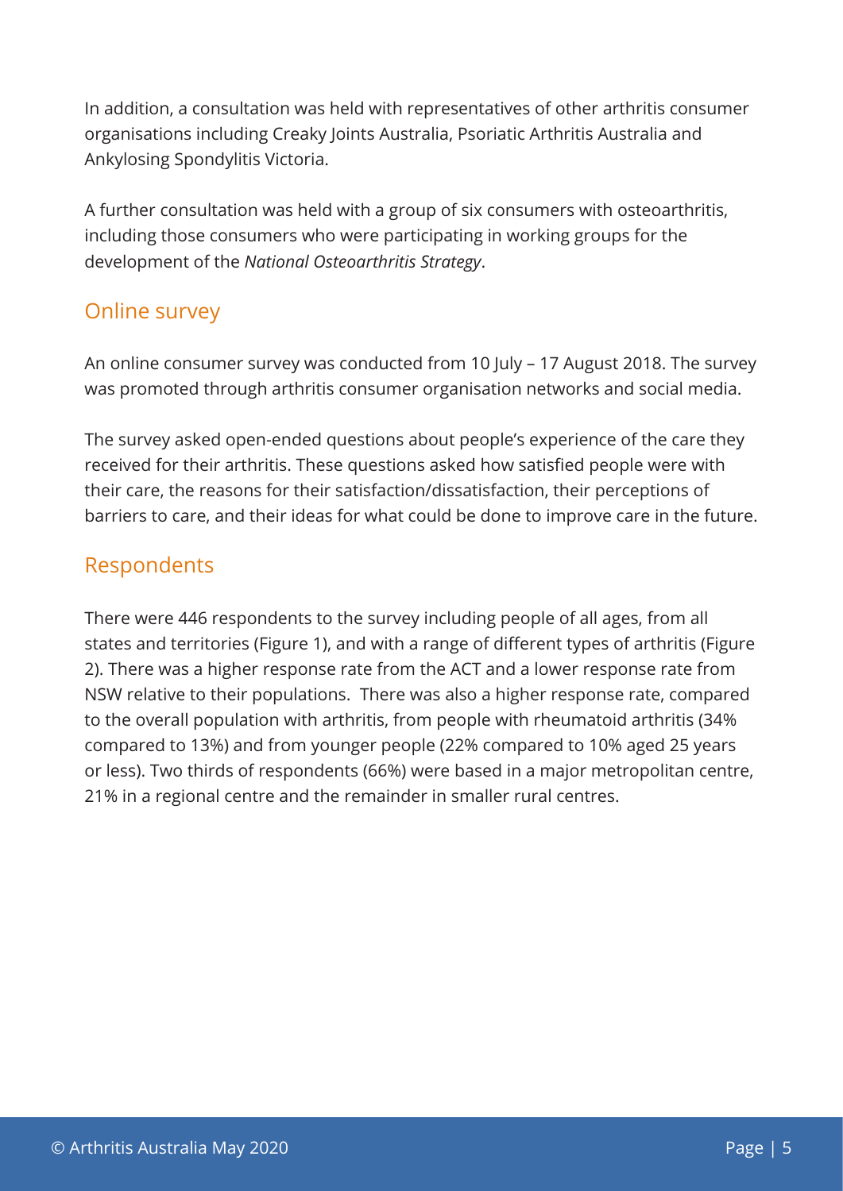In addition, a consultation was held with representatives of other arthritis consumer organisations including Creaky Joints Australia, Psoriatic Arthritis Australia and Ankylosing Spondylitis Victoria.

A further consultation was held with a group of six consumers with osteoarthritis, including those consumers who were participating in working groups for the development of the *National Osteoarthritis Strategy*.

## Online survey

An online consumer survey was conducted from 10 July – 17 August 2018. The survey was promoted through arthritis consumer organisation networks and social media.

The survey asked open-ended questions about people's experience of the care they received for their arthritis. These questions asked how satisfied people were with their care, the reasons for their satisfaction/dissatisfaction, their perceptions of barriers to care, and their ideas for what could be done to improve care in the future.

## Respondents

There were 446 respondents to the survey including people of all ages, from all states and territories (Figure 1), and with a range of different types of arthritis (Figure 2). There was a higher response rate from the ACT and a lower response rate from NSW relative to their populations. There was also a higher response rate, compared to the overall population with arthritis, from people with rheumatoid arthritis (34% compared to 13%) and from younger people (22% compared to 10% aged 25 years or less). Two thirds of respondents (66%) were based in a major metropolitan centre, 21% in a regional centre and the remainder in smaller rural centres.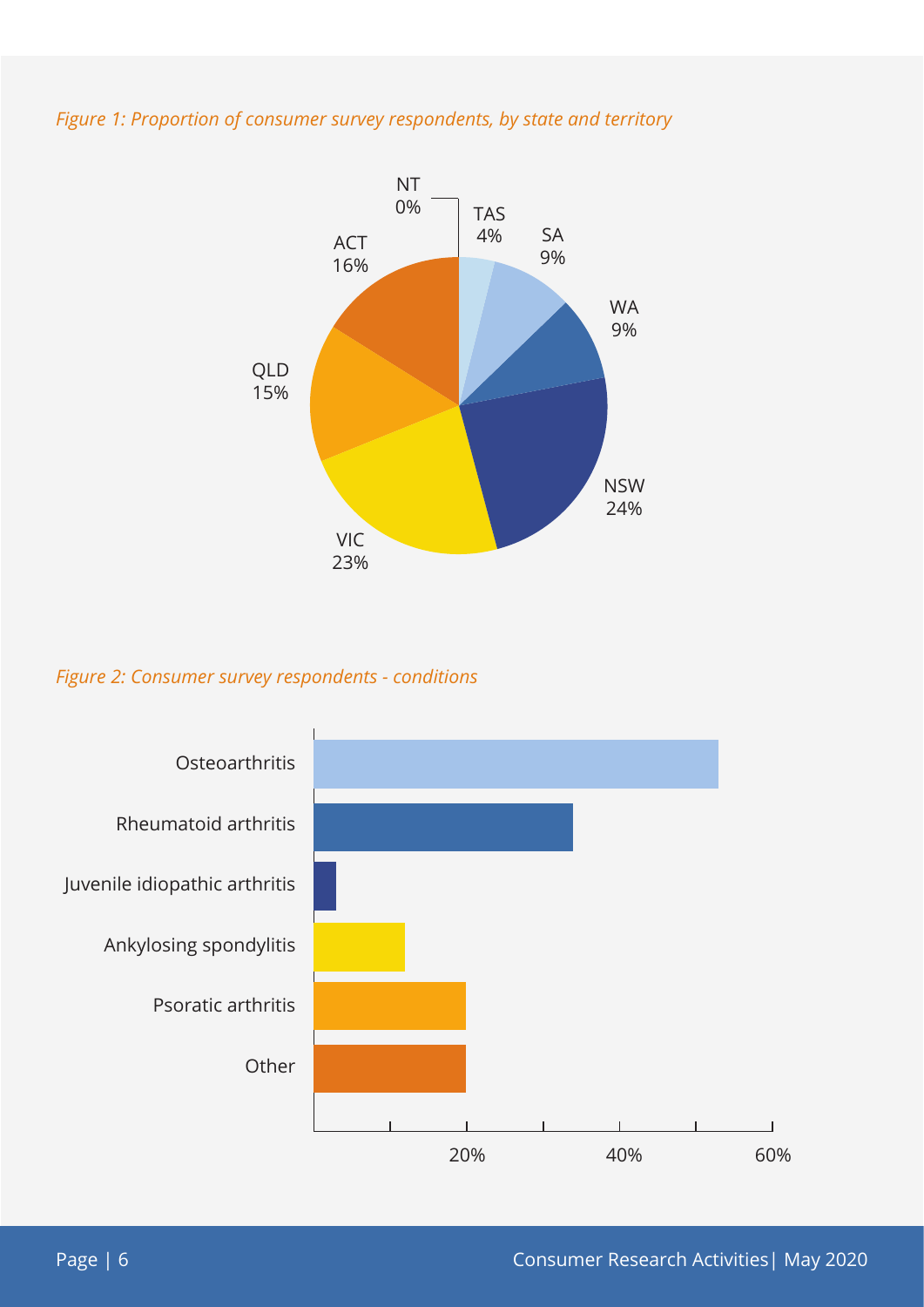*Figure 1: Proportion of consumer survey respondents, by state and territory*

| State/Territory | Proportion |
|---|---|
| NT | 0% |
| TAS | 4% |
| SA | 9% |
| WA | 9% |
| NSW | 24% |
| VIC | 23% |
| QLD | 15% |
| ACT | 16% |

*Figure 2: Consumer survey respondents - conditions*

| Condition |
|---|
| Osteoarthritis |
| Rheumatoid arthritis |
| Juvenile idiopathic arthritis |
| Ankylosing spondylitis |
| Psoratic arthritis |
| Other |

Axis: 20% | 40% | 60%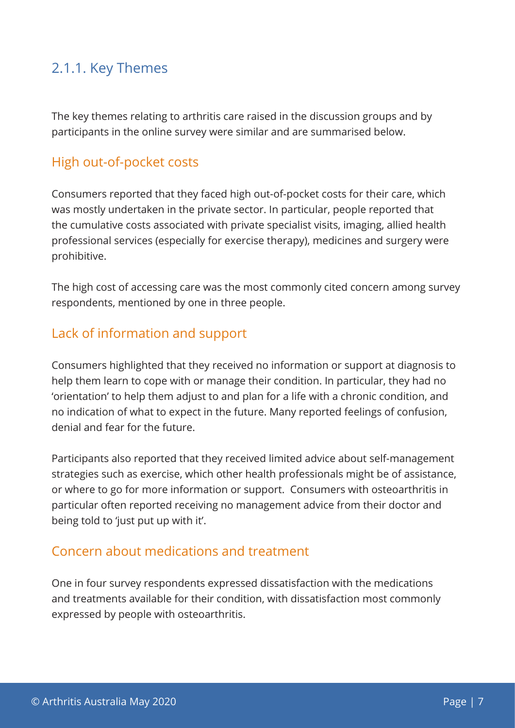### 2.1.1. Key Themes

The key themes relating to arthritis care raised in the discussion groups and by participants in the online survey were similar and are summarised below.

#### High out-of-pocket costs

Consumers reported that they faced high out-of-pocket costs for their care, which was mostly undertaken in the private sector. In particular, people reported that the cumulative costs associated with private specialist visits, imaging, allied health professional services (especially for exercise therapy), medicines and surgery were prohibitive.

The high cost of accessing care was the most commonly cited concern among survey respondents, mentioned by one in three people.

#### Lack of information and support

Consumers highlighted that they received no information or support at diagnosis to help them learn to cope with or manage their condition. In particular, they had no 'orientation' to help them adjust to and plan for a life with a chronic condition, and no indication of what to expect in the future. Many reported feelings of confusion, denial and fear for the future.

Participants also reported that they received limited advice about self-management strategies such as exercise, which other health professionals might be of assistance, or where to go for more information or support. Consumers with osteoarthritis in particular often reported receiving no management advice from their doctor and being told to 'just put up with it'.

#### Concern about medications and treatment

One in four survey respondents expressed dissatisfaction with the medications and treatments available for their condition, with dissatisfaction most commonly expressed by people with osteoarthritis.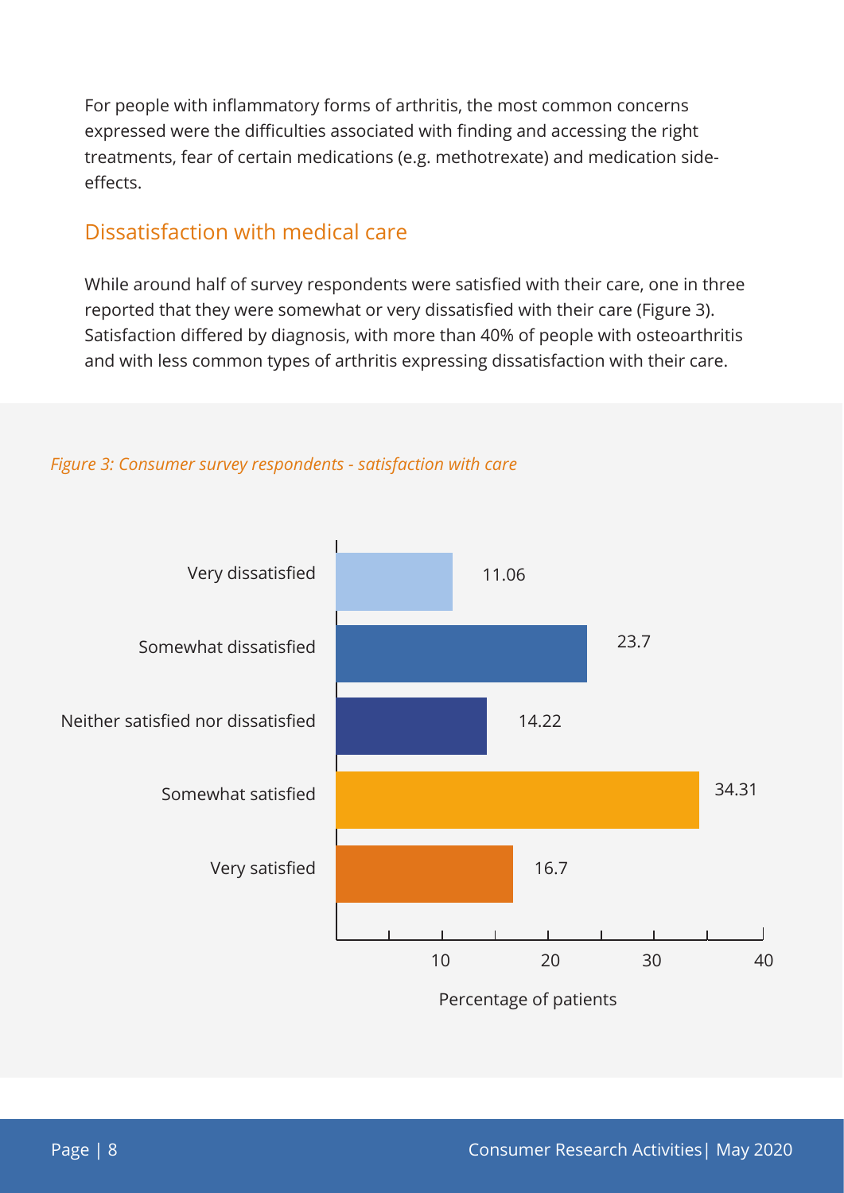For people with inflammatory forms of arthritis, the most common concerns expressed were the difficulties associated with finding and accessing the right treatments, fear of certain medications (e.g. methotrexate) and medication side-effects.

## Dissatisfaction with medical care

While around half of survey respondents were satisfied with their care, one in three reported that they were somewhat or very dissatisfied with their care (Figure 3). Satisfaction differed by diagnosis, with more than 40% of people with osteoarthritis and with less common types of arthritis expressing dissatisfaction with their care.

*Figure 3: Consumer survey respondents - satisfaction with care*

| Satisfaction with care | Percentage of patients |
|---|---|
| Very dissatisfied | 11.06 |
| Somewhat dissatisfied | 23.7 |
| Neither satisfied nor dissatisfied | 14.22 |
| Somewhat satisfied | 34.31 |
| Very satisfied | 16.7 |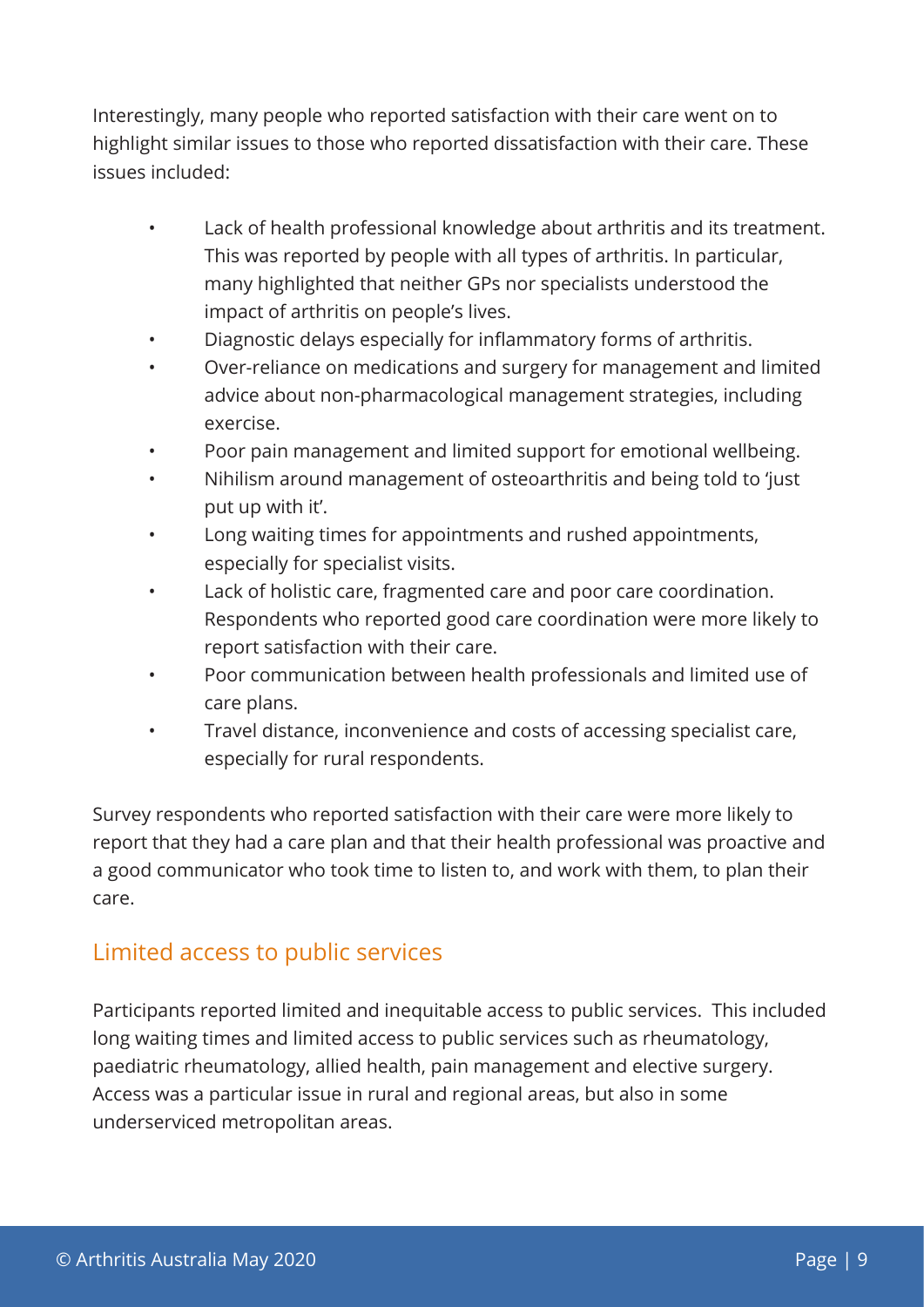Interestingly, many people who reported satisfaction with their care went on to highlight similar issues to those who reported dissatisfaction with their care. These issues included:

- Lack of health professional knowledge about arthritis and its treatment. This was reported by people with all types of arthritis. In particular, many highlighted that neither GPs nor specialists understood the impact of arthritis on people's lives.
- Diagnostic delays especially for inflammatory forms of arthritis.
- Over-reliance on medications and surgery for management and limited advice about non-pharmacological management strategies, including exercise.
- Poor pain management and limited support for emotional wellbeing.
- Nihilism around management of osteoarthritis and being told to 'just put up with it'.
- Long waiting times for appointments and rushed appointments, especially for specialist visits.
- Lack of holistic care, fragmented care and poor care coordination. Respondents who reported good care coordination were more likely to report satisfaction with their care.
- Poor communication between health professionals and limited use of care plans.
- Travel distance, inconvenience and costs of accessing specialist care, especially for rural respondents.

Survey respondents who reported satisfaction with their care were more likely to report that they had a care plan and that their health professional was proactive and a good communicator who took time to listen to, and work with them, to plan their care.

## Limited access to public services

Participants reported limited and inequitable access to public services. This included long waiting times and limited access to public services such as rheumatology, paediatric rheumatology, allied health, pain management and elective surgery. Access was a particular issue in rural and regional areas, but also in some underserviced metropolitan areas.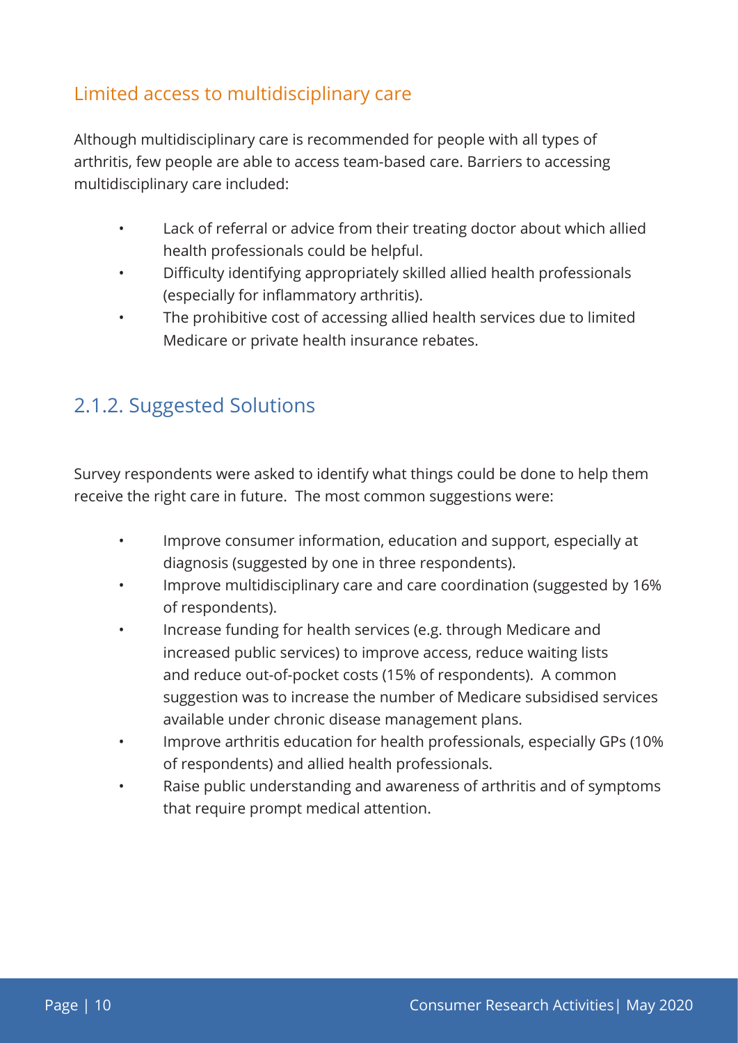### Limited access to multidisciplinary care

Although multidisciplinary care is recommended for people with all types of arthritis, few people are able to access team-based care. Barriers to accessing multidisciplinary care included:

- Lack of referral or advice from their treating doctor about which allied health professionals could be helpful.
- Difficulty identifying appropriately skilled allied health professionals (especially for inflammatory arthritis).
- The prohibitive cost of accessing allied health services due to limited Medicare or private health insurance rebates.

## 2.1.2. Suggested Solutions

Survey respondents were asked to identify what things could be done to help them receive the right care in future. The most common suggestions were:

- Improve consumer information, education and support, especially at diagnosis (suggested by one in three respondents).
- Improve multidisciplinary care and care coordination (suggested by 16% of respondents).
- Increase funding for health services (e.g. through Medicare and increased public services) to improve access, reduce waiting lists and reduce out-of-pocket costs (15% of respondents). A common suggestion was to increase the number of Medicare subsidised services available under chronic disease management plans.
- Improve arthritis education for health professionals, especially GPs (10% of respondents) and allied health professionals.
- Raise public understanding and awareness of arthritis and of symptoms that require prompt medical attention.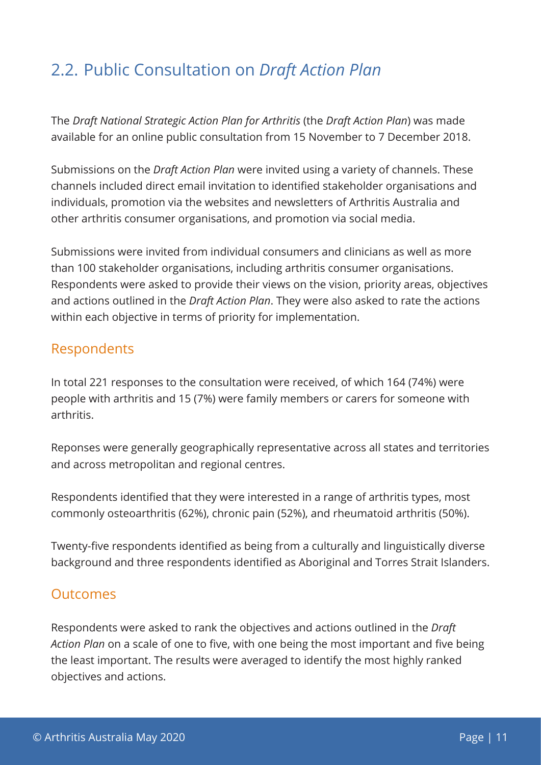## 2.2. Public Consultation on *Draft Action Plan*

The *Draft National Strategic Action Plan for Arthritis* (the *Draft Action Plan*) was made available for an online public consultation from 15 November to 7 December 2018.

Submissions on the *Draft Action Plan* were invited using a variety of channels. These channels included direct email invitation to identified stakeholder organisations and individuals, promotion via the websites and newsletters of Arthritis Australia and other arthritis consumer organisations, and promotion via social media.

Submissions were invited from individual consumers and clinicians as well as more than 100 stakeholder organisations, including arthritis consumer organisations. Respondents were asked to provide their views on the vision, priority areas, objectives and actions outlined in the *Draft Action Plan*. They were also asked to rate the actions within each objective in terms of priority for implementation.

### Respondents

In total 221 responses to the consultation were received, of which 164 (74%) were people with arthritis and 15 (7%) were family members or carers for someone with arthritis.

Reponses were generally geographically representative across all states and territories and across metropolitan and regional centres.

Respondents identified that they were interested in a range of arthritis types, most commonly osteoarthritis (62%), chronic pain (52%), and rheumatoid arthritis (50%).

Twenty-five respondents identified as being from a culturally and linguistically diverse background and three respondents identified as Aboriginal and Torres Strait Islanders.

### Outcomes

Respondents were asked to rank the objectives and actions outlined in the *Draft Action Plan* on a scale of one to five, with one being the most important and five being the least important. The results were averaged to identify the most highly ranked objectives and actions.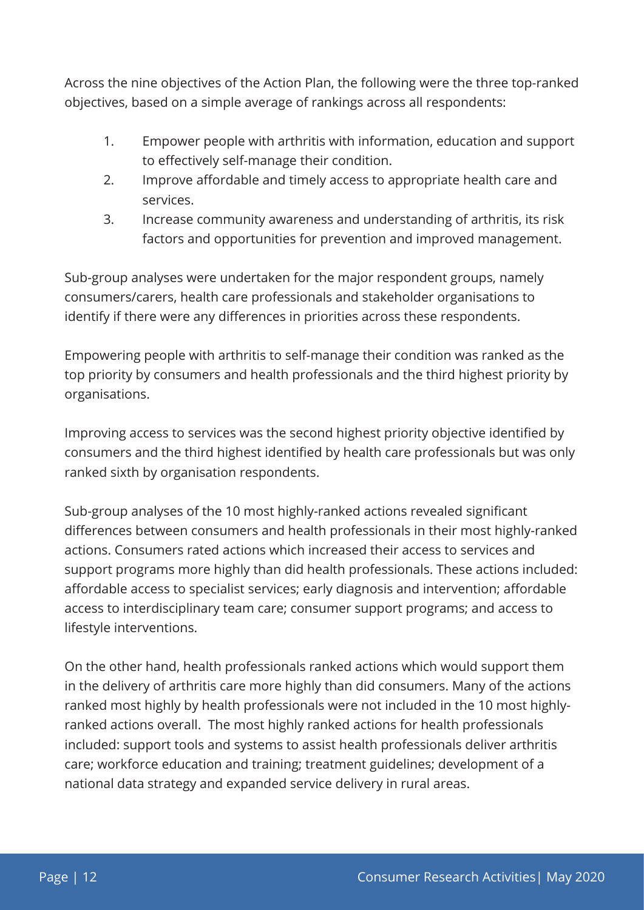Across the nine objectives of the Action Plan, the following were the three top-ranked objectives, based on a simple average of rankings across all respondents:

1. Empower people with arthritis with information, education and support to effectively self-manage their condition.
2. Improve affordable and timely access to appropriate health care and services.
3. Increase community awareness and understanding of arthritis, its risk factors and opportunities for prevention and improved management.

Sub-group analyses were undertaken for the major respondent groups, namely consumers/carers, health care professionals and stakeholder organisations to identify if there were any differences in priorities across these respondents.

Empowering people with arthritis to self-manage their condition was ranked as the top priority by consumers and health professionals and the third highest priority by organisations.

Improving access to services was the second highest priority objective identified by consumers and the third highest identified by health care professionals but was only ranked sixth by organisation respondents.

Sub-group analyses of the 10 most highly-ranked actions revealed significant differences between consumers and health professionals in their most highly-ranked actions. Consumers rated actions which increased their access to services and support programs more highly than did health professionals. These actions included: affordable access to specialist services; early diagnosis and intervention; affordable access to interdisciplinary team care; consumer support programs; and access to lifestyle interventions.

On the other hand, health professionals ranked actions which would support them in the delivery of arthritis care more highly than did consumers. Many of the actions ranked most highly by health professionals were not included in the 10 most highly-ranked actions overall. The most highly ranked actions for health professionals included: support tools and systems to assist health professionals deliver arthritis care; workforce education and training; treatment guidelines; development of a national data strategy and expanded service delivery in rural areas.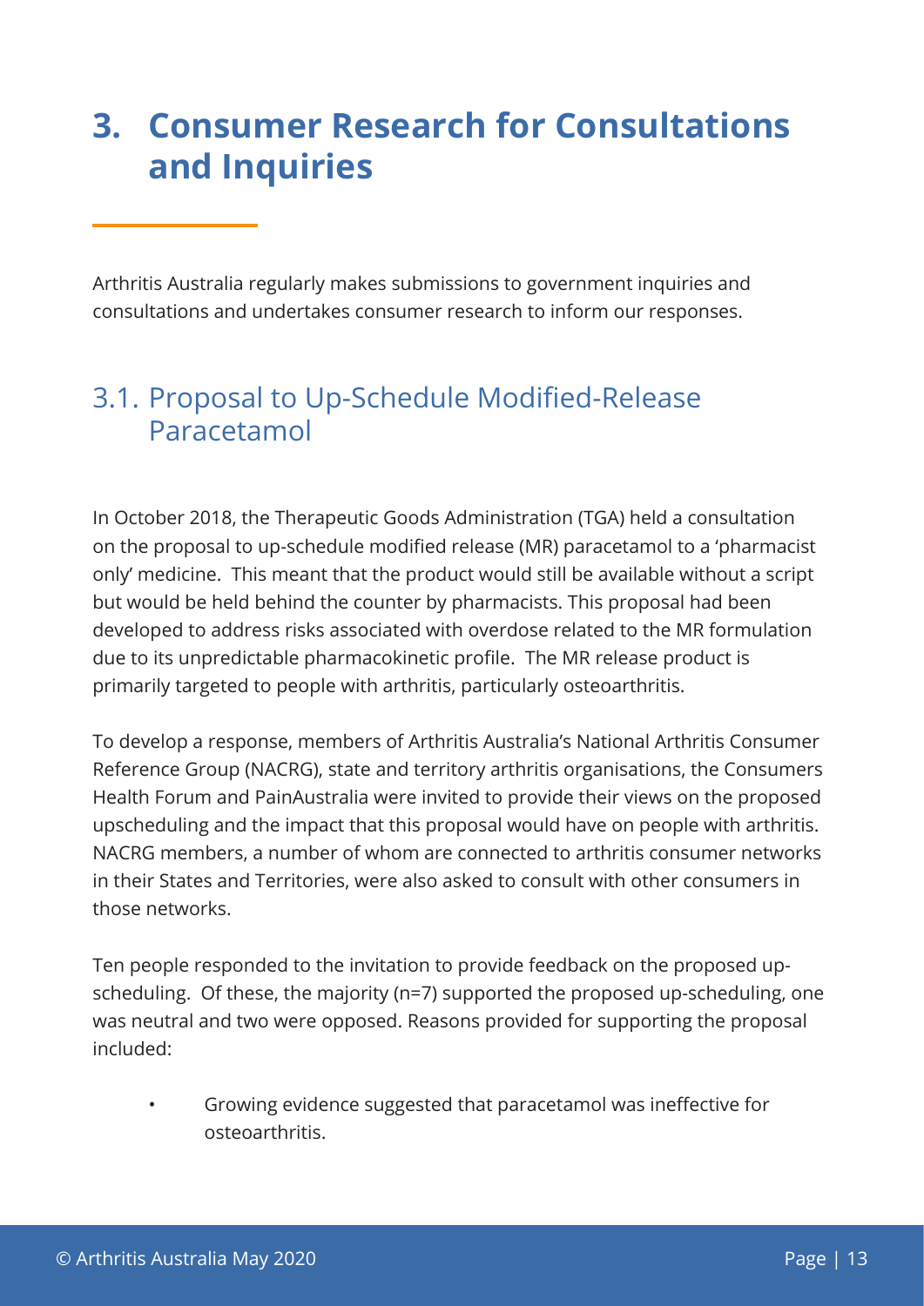# 3. Consumer Research for Consultations and Inquiries

Arthritis Australia regularly makes submissions to government inquiries and consultations and undertakes consumer research to inform our responses.

## 3.1. Proposal to Up-Schedule Modified-Release Paracetamol

In October 2018, the Therapeutic Goods Administration (TGA) held a consultation on the proposal to up-schedule modified release (MR) paracetamol to a 'pharmacist only' medicine. This meant that the product would still be available without a script but would be held behind the counter by pharmacists. This proposal had been developed to address risks associated with overdose related to the MR formulation due to its unpredictable pharmacokinetic profile. The MR release product is primarily targeted to people with arthritis, particularly osteoarthritis.

To develop a response, members of Arthritis Australia's National Arthritis Consumer Reference Group (NACRG), state and territory arthritis organisations, the Consumers Health Forum and PainAustralia were invited to provide their views on the proposed upscheduling and the impact that this proposal would have on people with arthritis. NACRG members, a number of whom are connected to arthritis consumer networks in their States and Territories, were also asked to consult with other consumers in those networks.

Ten people responded to the invitation to provide feedback on the proposed up-scheduling. Of these, the majority (n=7) supported the proposed up-scheduling, one was neutral and two were opposed. Reasons provided for supporting the proposal included:

- Growing evidence suggested that paracetamol was ineffective for osteoarthritis.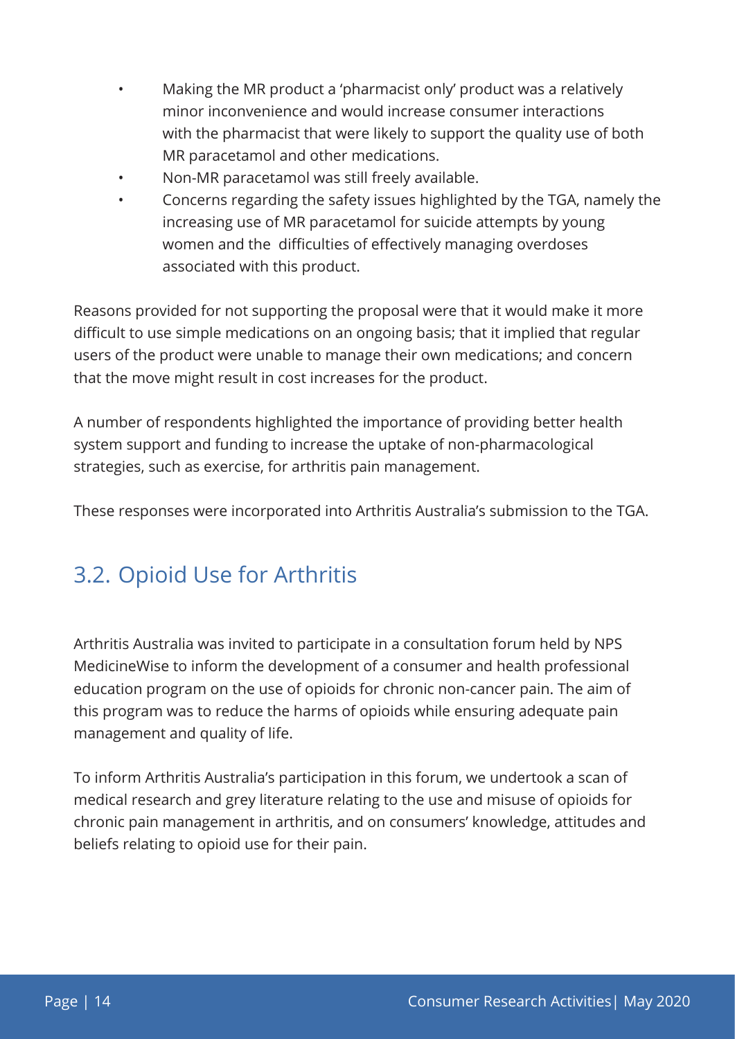- Making the MR product a 'pharmacist only' product was a relatively minor inconvenience and would increase consumer interactions with the pharmacist that were likely to support the quality use of both MR paracetamol and other medications.
- Non-MR paracetamol was still freely available.
- Concerns regarding the safety issues highlighted by the TGA, namely the increasing use of MR paracetamol for suicide attempts by young women and the difficulties of effectively managing overdoses associated with this product.

Reasons provided for not supporting the proposal were that it would make it more difficult to use simple medications on an ongoing basis; that it implied that regular users of the product were unable to manage their own medications; and concern that the move might result in cost increases for the product.

A number of respondents highlighted the importance of providing better health system support and funding to increase the uptake of non-pharmacological strategies, such as exercise, for arthritis pain management.

These responses were incorporated into Arthritis Australia's submission to the TGA.

## 3.2. Opioid Use for Arthritis

Arthritis Australia was invited to participate in a consultation forum held by NPS MedicineWise to inform the development of a consumer and health professional education program on the use of opioids for chronic non-cancer pain. The aim of this program was to reduce the harms of opioids while ensuring adequate pain management and quality of life.

To inform Arthritis Australia's participation in this forum, we undertook a scan of medical research and grey literature relating to the use and misuse of opioids for chronic pain management in arthritis, and on consumers' knowledge, attitudes and beliefs relating to opioid use for their pain.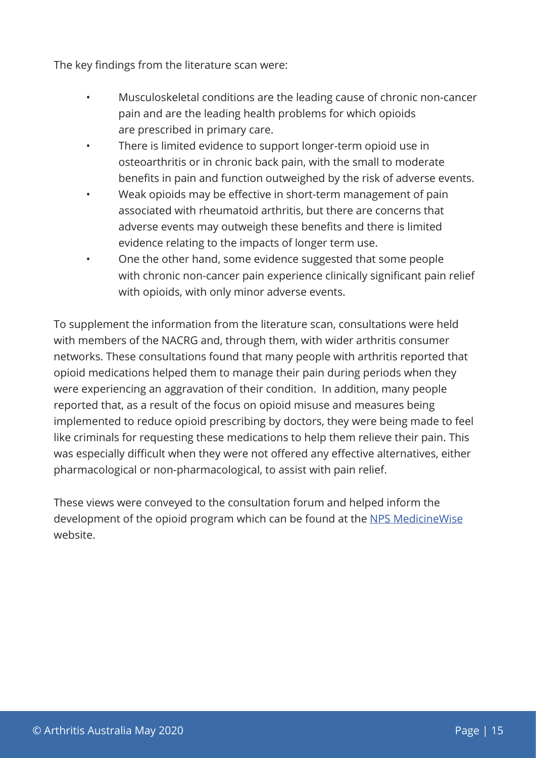The key findings from the literature scan were:

- Musculoskeletal conditions are the leading cause of chronic non-cancer pain and are the leading health problems for which opioids are prescribed in primary care.
- There is limited evidence to support longer-term opioid use in osteoarthritis or in chronic back pain, with the small to moderate benefits in pain and function outweighed by the risk of adverse events.
- Weak opioids may be effective in short-term management of pain associated with rheumatoid arthritis, but there are concerns that adverse events may outweigh these benefits and there is limited evidence relating to the impacts of longer term use.
- One the other hand, some evidence suggested that some people with chronic non-cancer pain experience clinically significant pain relief with opioids, with only minor adverse events.

To supplement the information from the literature scan, consultations were held with members of the NACRG and, through them, with wider arthritis consumer networks. These consultations found that many people with arthritis reported that opioid medications helped them to manage their pain during periods when they were experiencing an aggravation of their condition. In addition, many people reported that, as a result of the focus on opioid misuse and measures being implemented to reduce opioid prescribing by doctors, they were being made to feel like criminals for requesting these medications to help them relieve their pain. This was especially difficult when they were not offered any effective alternatives, either pharmacological or non-pharmacological, to assist with pain relief.

These views were conveyed to the consultation forum and helped inform the development of the opioid program which can be found at the NPS MedicineWise website.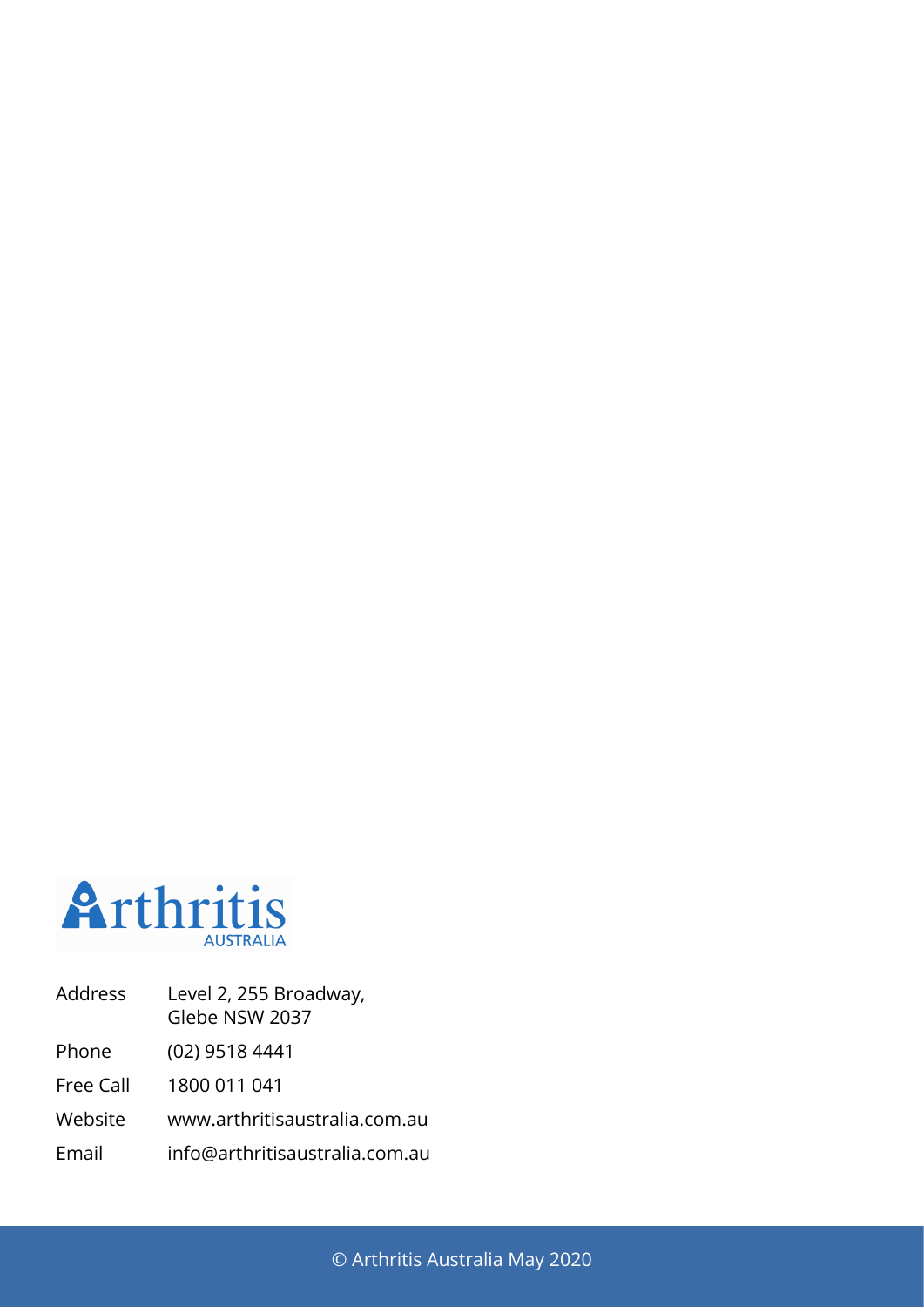Arthritis
AUSTRALIA

| | |
|---|---|
| Address | Level 2, 255 Broadway,<br>Glebe NSW 2037 |
| Phone | (02) 9518 4441 |
| Free Call | 1800 011 041 |
| Website | www.arthritisaustralia.com.au |
| Email | info@arthritisaustralia.com.au |

© Arthritis Australia May 2020